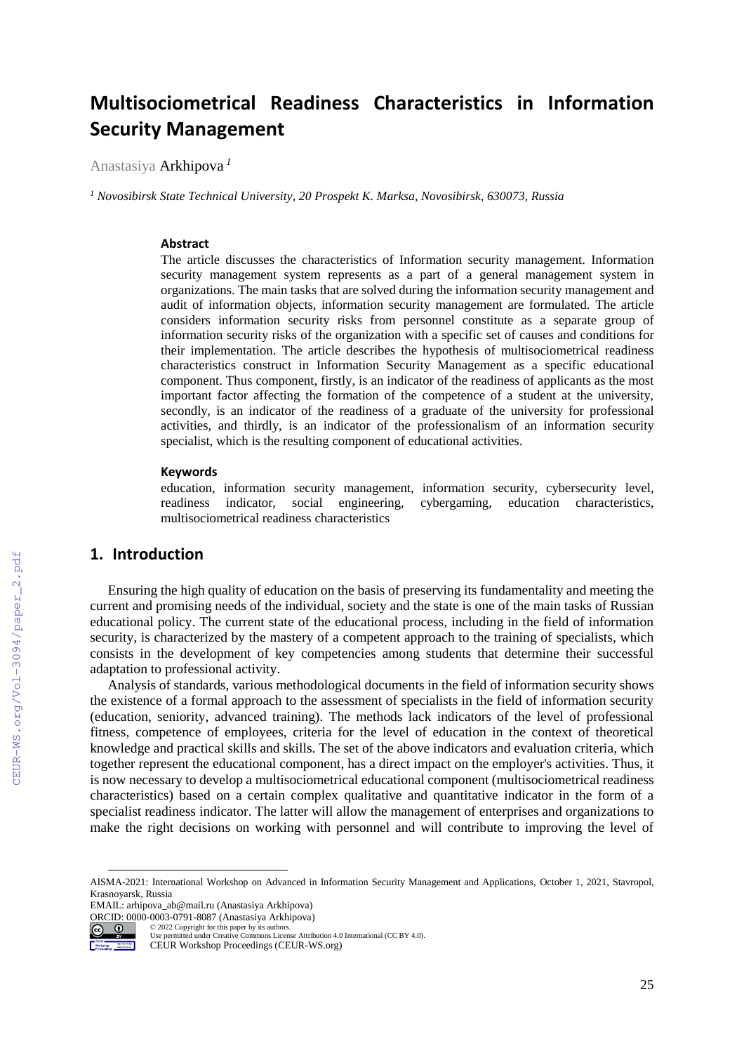# Multisociometrical Readiness Characteristics in Information Security Management

Anastasiya Arkhipova [1]

[1] *Novosibirsk State Technical University, 20 Prospekt K. Marksa, Novosibirsk, 630073, Russia*

### Abstract

The article discusses the characteristics of Information security management. Information security management system represents as a part of a general management system in organizations. The main tasks that are solved during the information security management and audit of information objects, information security management are formulated. The article considers information security risks from personnel constitute as a separate group of information security risks of the organization with a specific set of causes and conditions for their implementation. The article describes the hypothesis of multisociometrical readiness characteristics construct in Information Security Management as a specific educational component. Thus component, firstly, is an indicator of the readiness of applicants as the most important factor affecting the formation of the competence of a student at the university, secondly, is an indicator of the readiness of a graduate of the university for professional activities, and thirdly, is an indicator of the professionalism of an information security specialist, which is the resulting component of educational activities.

### Keywords

education, information security management, information security, cybersecurity level, readiness indicator, social engineering, cybergaming, education characteristics, multisociometrical readiness characteristics

## 1. Introduction

Ensuring the high quality of education on the basis of preserving its fundamentality and meeting the current and promising needs of the individual, society and the state is one of the main tasks of Russian educational policy. The current state of the educational process, including in the field of information security, is characterized by the mastery of a competent approach to the training of specialists, which consists in the development of key competencies among students that determine their successful adaptation to professional activity.

Analysis of standards, various methodological documents in the field of information security shows the existence of a formal approach to the assessment of specialists in the field of information security (education, seniority, advanced training). The methods lack indicators of the level of professional fitness, competence of employees, criteria for the level of education in the context of theoretical knowledge and practical skills and skills. The set of the above indicators and evaluation criteria, which together represent the educational component, has a direct impact on the employer's activities. Thus, it is now necessary to develop a multisociometrical educational component (multisociometrical readiness characteristics) based on a certain complex qualitative and quantitative indicator in the form of a specialist readiness indicator. The latter will allow the management of enterprises and organizations to make the right decisions on working with personnel and will contribute to improving the level of

AISMA-2021: International Workshop on Advanced in Information Security Management and Applications, October 1, 2021, Stavropol, Krasnoyarsk, Russia
EMAIL: arhipova_ab@mail.ru (Anastasiya Arkhipova)
ORCID: 0000-0003-0791-8087 (Anastasiya Arkhipova)
© 2022 Copyright for this paper by its authors.
Use permitted under Creative Commons License Attribution 4.0 International (CC BY 4.0).
CEUR Workshop Proceedings (CEUR-WS.org)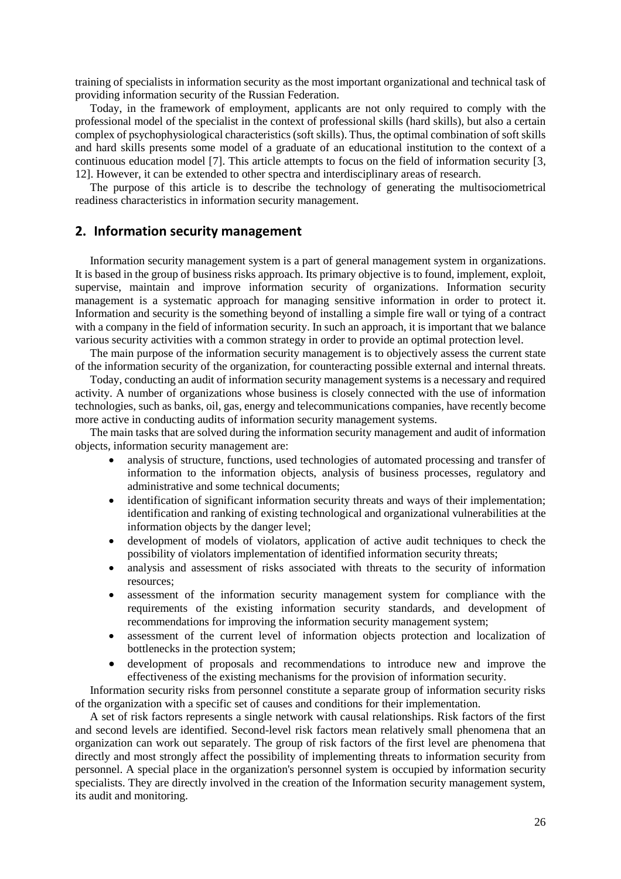training of specialists in information security as the most important organizational and technical task of providing information security of the Russian Federation.

Today, in the framework of employment, applicants are not only required to comply with the professional model of the specialist in the context of professional skills (hard skills), but also a certain complex of psychophysiological characteristics (soft skills). Thus, the optimal combination of soft skills and hard skills presents some model of a graduate of an educational institution to the context of a continuous education model [7]. This article attempts to focus on the field of information security [3, 12]. However, it can be extended to other spectra and interdisciplinary areas of research.

The purpose of this article is to describe the technology of generating the multisociometrical readiness characteristics in information security management.

## 2. Information security management

Information security management system is a part of general management system in organizations. It is based in the group of business risks approach. Its primary objective is to found, implement, exploit, supervise, maintain and improve information security of organizations. Information security management is a systematic approach for managing sensitive information in order to protect it. Information and security is the something beyond of installing a simple fire wall or tying of a contract with a company in the field of information security. In such an approach, it is important that we balance various security activities with a common strategy in order to provide an optimal protection level.

The main purpose of the information security management is to objectively assess the current state of the information security of the organization, for counteracting possible external and internal threats.

Today, conducting an audit of information security management systems is a necessary and required activity. A number of organizations whose business is closely connected with the use of information technologies, such as banks, oil, gas, energy and telecommunications companies, have recently become more active in conducting audits of information security management systems.

The main tasks that are solved during the information security management and audit of information objects, information security management are:

- analysis of structure, functions, used technologies of automated processing and transfer of information to the information objects, analysis of business processes, regulatory and administrative and some technical documents;
- identification of significant information security threats and ways of their implementation; identification and ranking of existing technological and organizational vulnerabilities at the information objects by the danger level;
- development of models of violators, application of active audit techniques to check the possibility of violators implementation of identified information security threats;
- analysis and assessment of risks associated with threats to the security of information resources;
- assessment of the information security management system for compliance with the requirements of the existing information security standards, and development of recommendations for improving the information security management system;
- assessment of the current level of information objects protection and localization of bottlenecks in the protection system;
- development of proposals and recommendations to introduce new and improve the effectiveness of the existing mechanisms for the provision of information security.

Information security risks from personnel constitute a separate group of information security risks of the organization with a specific set of causes and conditions for their implementation.

A set of risk factors represents a single network with causal relationships. Risk factors of the first and second levels are identified. Second-level risk factors mean relatively small phenomena that an organization can work out separately. The group of risk factors of the first level are phenomena that directly and most strongly affect the possibility of implementing threats to information security from personnel. A special place in the organization's personnel system is occupied by information security specialists. They are directly involved in the creation of the Information security management system, its audit and monitoring.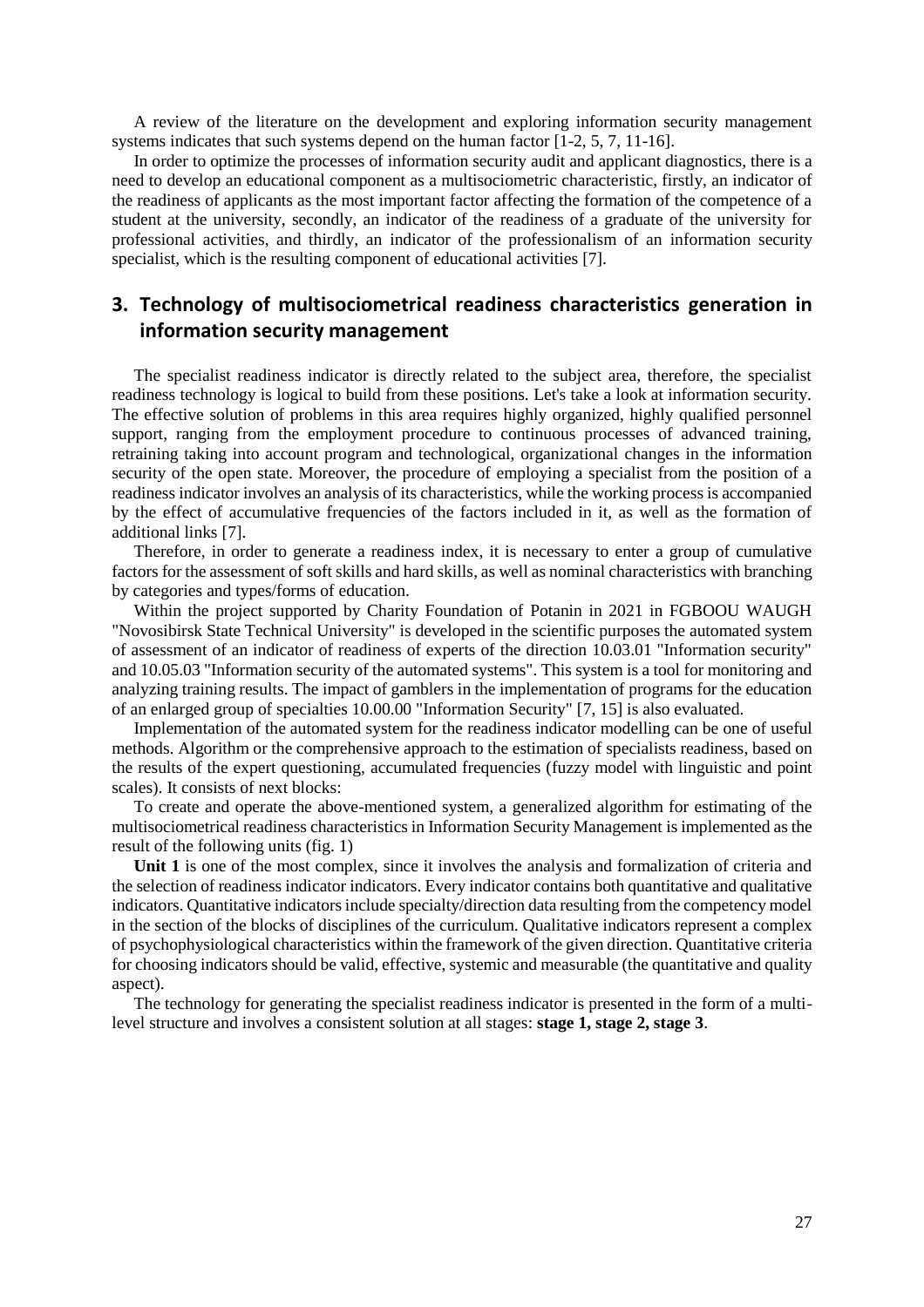A review of the literature on the development and exploring information security management systems indicates that such systems depend on the human factor [1-2, 5, 7, 11-16].

In order to optimize the processes of information security audit and applicant diagnostics, there is a need to develop an educational component as a multisociometric characteristic, firstly, an indicator of the readiness of applicants as the most important factor affecting the formation of the competence of a student at the university, secondly, an indicator of the readiness of a graduate of the university for professional activities, and thirdly, an indicator of the professionalism of an information security specialist, which is the resulting component of educational activities [7].

## 3. Technology of multisociometrical readiness characteristics generation in information security management

The specialist readiness indicator is directly related to the subject area, therefore, the specialist readiness technology is logical to build from these positions. Let's take a look at information security. The effective solution of problems in this area requires highly organized, highly qualified personnel support, ranging from the employment procedure to continuous processes of advanced training, retraining taking into account program and technological, organizational changes in the information security of the open state. Moreover, the procedure of employing a specialist from the position of a readiness indicator involves an analysis of its characteristics, while the working process is accompanied by the effect of accumulative frequencies of the factors included in it, as well as the formation of additional links [7].

Therefore, in order to generate a readiness index, it is necessary to enter a group of cumulative factors for the assessment of soft skills and hard skills, as well as nominal characteristics with branching by categories and types/forms of education.

Within the project supported by Charity Foundation of Potanin in 2021 in FGBOOU WAUGH "Novosibirsk State Technical University" is developed in the scientific purposes the automated system of assessment of an indicator of readiness of experts of the direction 10.03.01 "Information security" and 10.05.03 "Information security of the automated systems". This system is a tool for monitoring and analyzing training results. The impact of gamblers in the implementation of programs for the education of an enlarged group of specialties 10.00.00 "Information Security" [7, 15] is also evaluated.

Implementation of the automated system for the readiness indicator modelling can be one of useful methods. Algorithm or the comprehensive approach to the estimation of specialists readiness, based on the results of the expert questioning, accumulated frequencies (fuzzy model with linguistic and point scales). It consists of next blocks:

To create and operate the above-mentioned system, a generalized algorithm for estimating of the multisociometrical readiness characteristics in Information Security Management is implemented as the result of the following units (fig. 1)

**Unit 1** is one of the most complex, since it involves the analysis and formalization of criteria and the selection of readiness indicator indicators. Every indicator contains both quantitative and qualitative indicators. Quantitative indicators include specialty/direction data resulting from the competency model in the section of the blocks of disciplines of the curriculum. Qualitative indicators represent a complex of psychophysiological characteristics within the framework of the given direction. Quantitative criteria for choosing indicators should be valid, effective, systemic and measurable (the quantitative and quality aspect).

The technology for generating the specialist readiness indicator is presented in the form of a multi-level structure and involves a consistent solution at all stages: **stage 1, stage 2, stage 3**.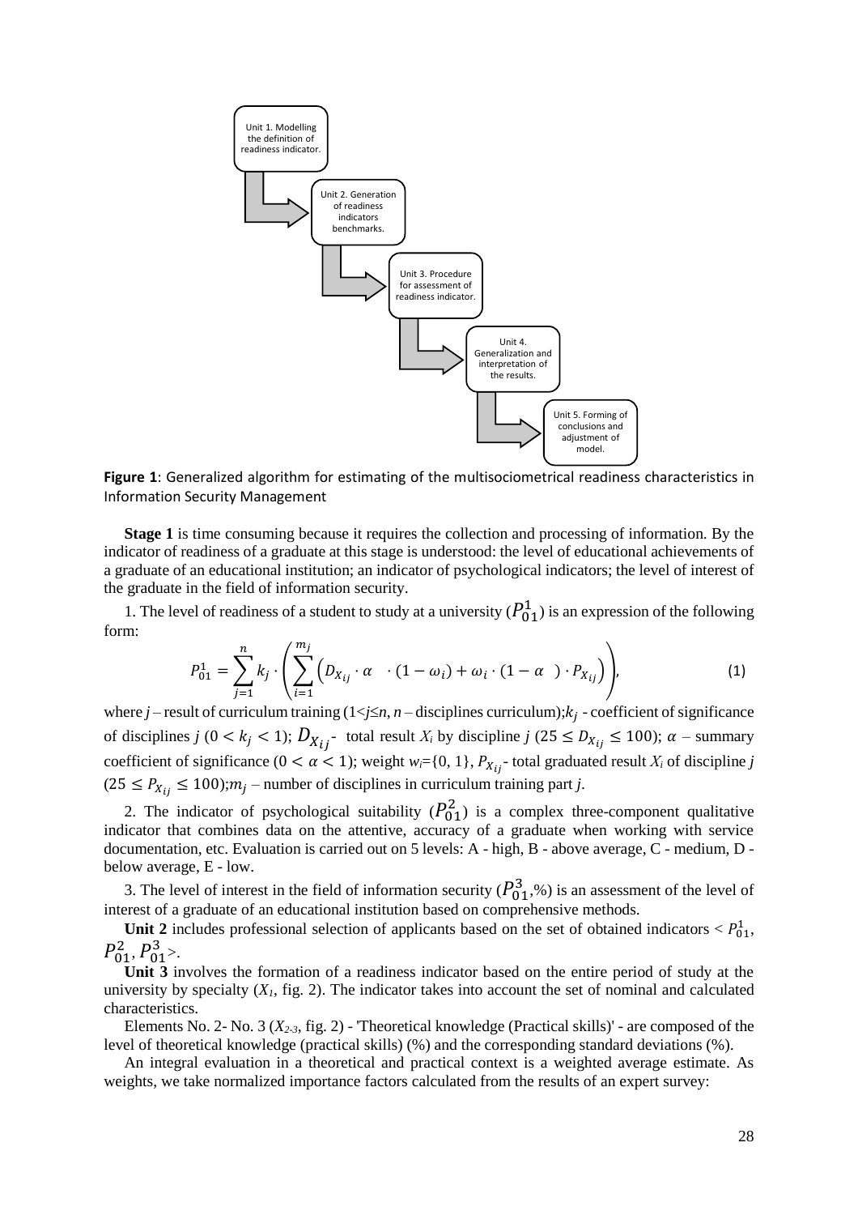Unit 1. Modelling the definition of readiness indicator.

Unit 2. Generation of readiness indicators benchmarks.

Unit 3. Procedure for assessment of readiness indicator.

Unit 4. Generalization and interpretation of the results.

Unit 5. Forming of conclusions and adjustment of model.

**Figure 1**: Generalized algorithm for estimating of the multisociometrical readiness characteristics in Information Security Management

**Stage 1** is time consuming because it requires the collection and processing of information. By the indicator of readiness of a graduate at this stage is understood: the level of educational achievements of a graduate of an educational institution; an indicator of psychological indicators; the level of interest of the graduate in the field of information security.

1. The level of readiness of a student to study at a university ($P_{01}^{1}$) is an expression of the following form:

$$P_{01}^{1} = \sum_{j=1}^{n} k_j \cdot \left( \sum_{i=1}^{m_j} \left( D_{X_{ij}} \cdot \alpha \cdot (1-\omega_i) + \omega_i \cdot (1-\alpha) \cdot P_{X_{ij}} \right) \right), \tag{1}$$

where $j$ – result of curriculum training ($1 < j \leq n$, $n$ – disciplines curriculum); $k_j$ - coefficient of significance of disciplines $j$ ($0 < k_j < 1$); $D_{X_{ij}}$ - total result $X_i$ by discipline $j$ ($25 \leq D_{X_{ij}} \leq 100$); $\alpha$ – summary coefficient of significance ($0 < \alpha < 1$); weight $w_i$={0, 1}, $P_{X_{ij}}$ - total graduated result $X_i$ of discipline $j$ ($25 \leq P_{X_{ij}} \leq 100$); $m_j$ – number of disciplines in curriculum training part $j$.

2. The indicator of psychological suitability ($P_{01}^{2}$) is a complex three-component qualitative indicator that combines data on the attentive, accuracy of a graduate when working with service documentation, etc. Evaluation is carried out on 5 levels: A - high, B - above average, C - medium, D - below average, E - low.

3. The level of interest in the field of information security ($P_{01}^{3}$,%) is an assessment of the level of interest of a graduate of an educational institution based on comprehensive methods.

**Unit 2** includes professional selection of applicants based on the set of obtained indicators < $P_{01}^{1}$, $P_{01}^{2}$, $P_{01}^{3}$>.

**Unit 3** involves the formation of a readiness indicator based on the entire period of study at the university by specialty ($X_1$, fig. 2). The indicator takes into account the set of nominal and calculated characteristics.

Elements No. 2- No. 3 ($X_{2\text{-}3}$, fig. 2) - 'Theoretical knowledge (Practical skills)' - are composed of the level of theoretical knowledge (practical skills) (%) and the corresponding standard deviations (%).

An integral evaluation in a theoretical and practical context is a weighted average estimate. As weights, we take normalized importance factors calculated from the results of an expert survey: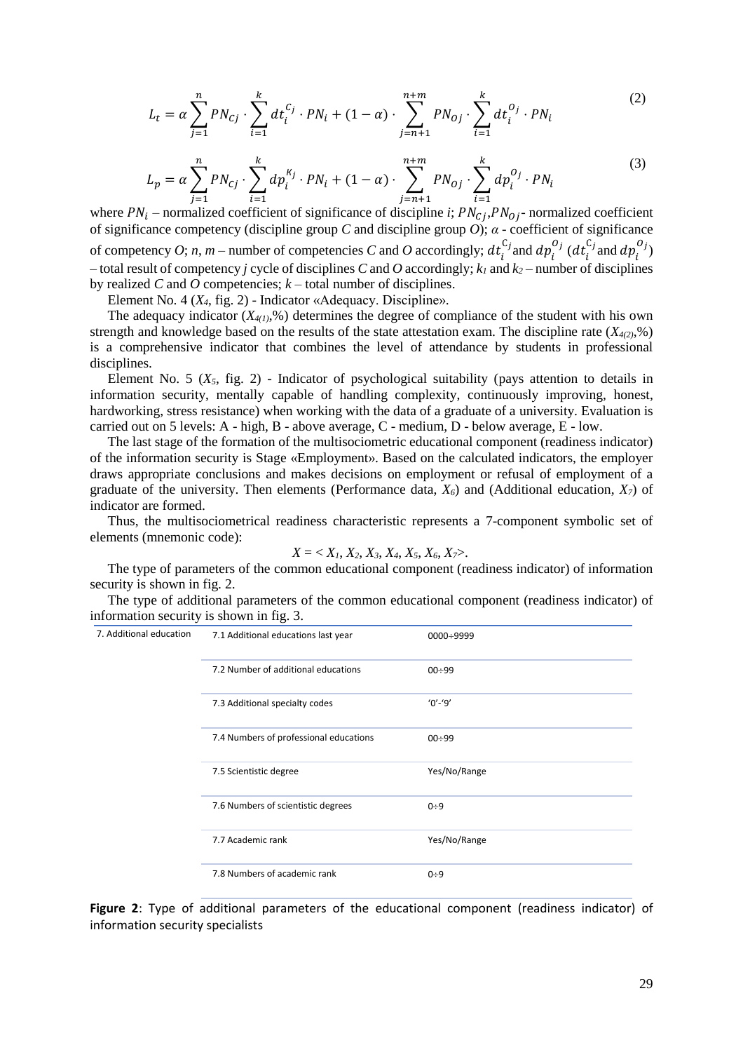$$L_t = \alpha \sum_{j=1}^{n} PN_{Cj} \cdot \sum_{i=1}^{k} dt_i^{C_j} \cdot PN_i + (1-\alpha) \cdot \sum_{j=n+1}^{n+m} PN_{Oj} \cdot \sum_{i=1}^{k} dt_i^{O_j} \cdot PN_i \quad (2)$$

$$L_p = \alpha \sum_{j=1}^{n} PN_{Cj} \cdot \sum_{i=1}^{k} dp_i^{K_j} \cdot PN_i + (1-\alpha) \cdot \sum_{j=n+1}^{n+m} PN_{Oj} \cdot \sum_{i=1}^{k} dp_i^{O_j} \cdot PN_i \quad (3)$$

where $PN_i$ – normalized coefficient of significance of discipline *i*; $PN_{Cj}$,$PN_{Oj}$- normalized coefficient of significance competency (discipline group *C* and discipline group *O*); $\alpha$ - coefficient of significance of competency *O*; *n*, *m* – number of competencies *C* and *O* accordingly; $dt_i^{C_j}$and $dp_i^{O_j}$ ($dt_i^{C_j}$and $dp_i^{O_j}$) – total result of competency *j* cycle of disciplines *C* and *O* accordingly; $k_1$ and $k_2$ – number of disciplines by realized *C* and *O* competencies; *k* – total number of disciplines.

Element No. 4 ($X_4$, fig. 2) - Indicator «Adequacy. Discipline».

The adequacy indicator ($X_{4(1)}$,%) determines the degree of compliance of the student with his own strength and knowledge based on the results of the state attestation exam. The discipline rate ($X_{4(2)}$,%) is a comprehensive indicator that combines the level of attendance by students in professional disciplines.

Element No. 5 ($X_5$, fig. 2) - Indicator of psychological suitability (pays attention to details in information security, mentally capable of handling complexity, continuously improving, honest, hardworking, stress resistance) when working with the data of a graduate of a university. Evaluation is carried out on 5 levels: A - high, B - above average, C - medium, D - below average, E - low.

The last stage of the formation of the multisociometric educational component (readiness indicator) of the information security is Stage «Employment». Based on the calculated indicators, the employer draws appropriate conclusions and makes decisions on employment or refusal of employment of a graduate of the university. Then elements (Performance data, $X_6$) and (Additional education, $X_7$) of indicator are formed.

Thus, the multisociometrical readiness characteristic represents a 7-component symbolic set of elements (mnemonic code):

$$X = < X_1, X_2, X_3, X_4, X_5, X_6, X_7>.$$

The type of parameters of the common educational component (readiness indicator) of information security is shown in fig. 2.

The type of additional parameters of the common educational component (readiness indicator) of information security is shown in fig. 3.

| 7. Additional education | 7.1 Additional educations last year | 0000÷9999 |
|---|---|---|
| | 7.2 Number of additional educations | 00÷99 |
| | 7.3 Additional specialty codes | '0'-'9' |
| | 7.4 Numbers of professional educations | 00÷99 |
| | 7.5 Scientistic degree | Yes/No/Range |
| | 7.6 Numbers of scientistic degrees | 0÷9 |
| | 7.7 Academic rank | Yes/No/Range |
| | 7.8 Numbers of academic rank | 0÷9 |

**Figure 2**: Type of additional parameters of the educational component (readiness indicator) of information security specialists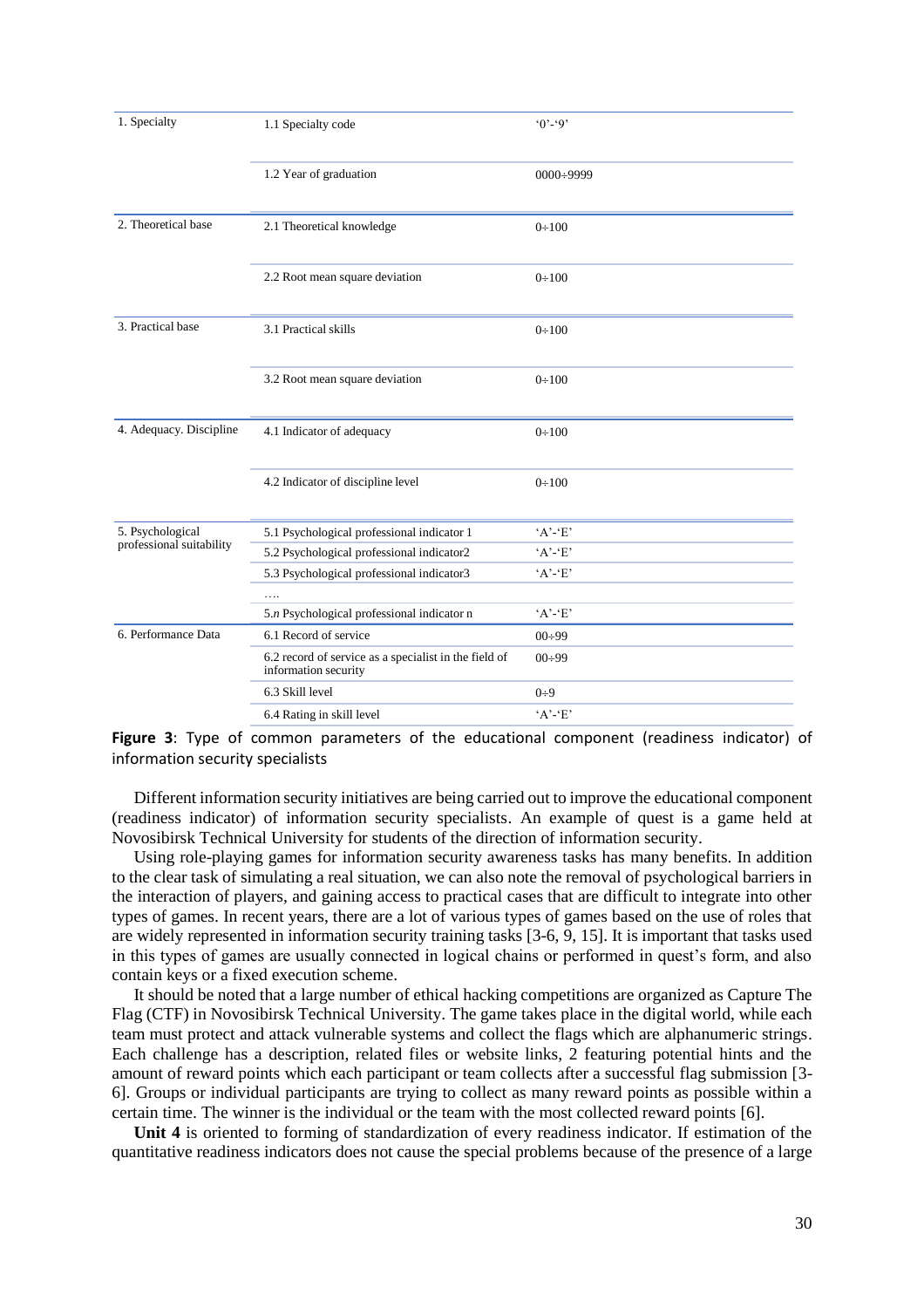| | | |
|---|---|---|
| 1. Specialty | 1.1 Specialty code | '0'-'9' |
| | 1.2 Year of graduation | 0000÷9999 |
| 2. Theoretical base | 2.1 Theoretical knowledge | 0÷100 |
| | 2.2 Root mean square deviation | 0÷100 |
| 3. Practical base | 3.1 Practical skills | 0÷100 |
| | 3.2 Root mean square deviation | 0÷100 |
| 4. Adequacy. Discipline | 4.1 Indicator of adequacy | 0÷100 |
| | 4.2 Indicator of discipline level | 0÷100 |
| 5. Psychological professional suitability | 5.1 Psychological professional indicator 1 | 'A'-'E' |
| | 5.2 Psychological professional indicator2 | 'A'-'E' |
| | 5.3 Psychological professional indicator3 | 'A'-'E' |
| | …. | |
| | 5.*n* Psychological professional indicator n | 'A'-'E' |
| 6. Performance Data | 6.1 Record of service | 00÷99 |
| | 6.2 record of service as a specialist in the field of information security | 00÷99 |
| | 6.3 Skill level | 0÷9 |
| | 6.4 Rating in skill level | 'A'-'E' |

**Figure 3**: Type of common parameters of the educational component (readiness indicator) of information security specialists

Different information security initiatives are being carried out to improve the educational component (readiness indicator) of information security specialists. An example of quest is a game held at Novosibirsk Technical University for students of the direction of information security.

Using role-playing games for information security awareness tasks has many benefits. In addition to the clear task of simulating a real situation, we can also note the removal of psychological barriers in the interaction of players, and gaining access to practical cases that are difficult to integrate into other types of games. In recent years, there are a lot of various types of games based on the use of roles that are widely represented in information security training tasks [3-6, 9, 15]. It is important that tasks used in this types of games are usually connected in logical chains or performed in quest's form, and also contain keys or a fixed execution scheme.

It should be noted that a large number of ethical hacking competitions are organized as Capture The Flag (CTF) in Novosibirsk Technical University. The game takes place in the digital world, while each team must protect and attack vulnerable systems and collect the flags which are alphanumeric strings. Each challenge has a description, related files or website links, 2 featuring potential hints and the amount of reward points which each participant or team collects after a successful flag submission [3-6]. Groups or individual participants are trying to collect as many reward points as possible within a certain time. The winner is the individual or the team with the most collected reward points [6].

**Unit 4** is oriented to forming of standardization of every readiness indicator. If estimation of the quantitative readiness indicators does not cause the special problems because of the presence of a large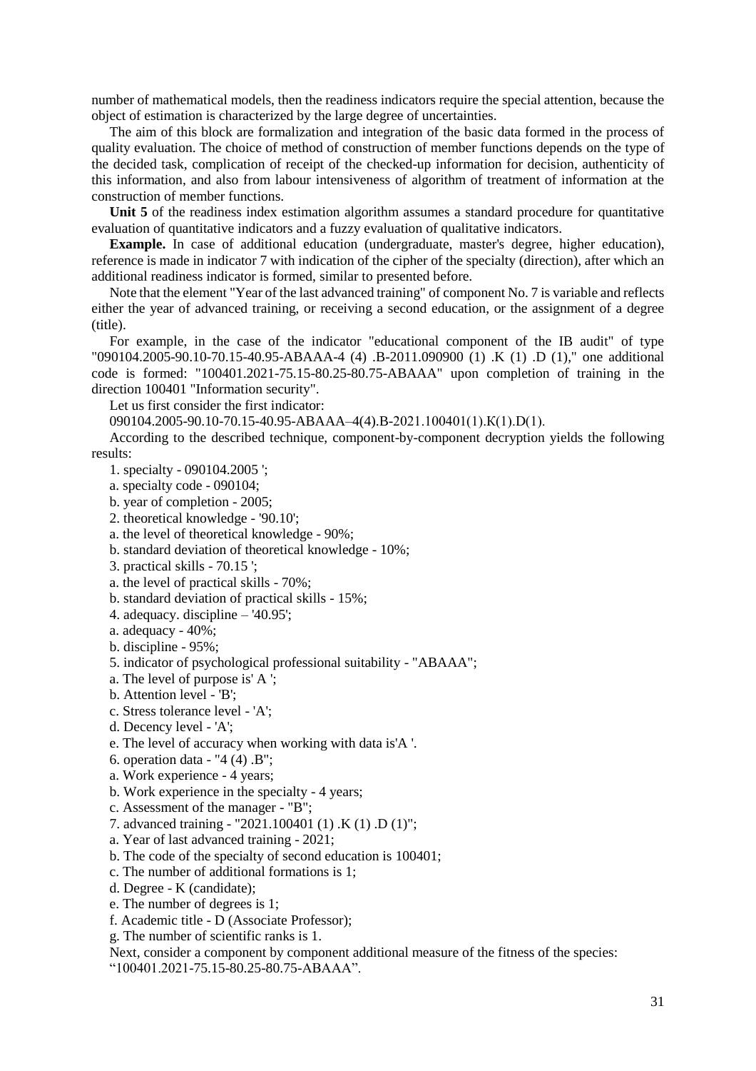number of mathematical models, then the readiness indicators require the special attention, because the object of estimation is characterized by the large degree of uncertainties.

The aim of this block are formalization and integration of the basic data formed in the process of quality evaluation. The choice of method of construction of member functions depends on the type of the decided task, complication of receipt of the checked-up information for decision, authenticity of this information, and also from labour intensiveness of algorithm of treatment of information at the construction of member functions.

**Unit 5** of the readiness index estimation algorithm assumes a standard procedure for quantitative evaluation of quantitative indicators and a fuzzy evaluation of qualitative indicators.

**Example.** In case of additional education (undergraduate, master's degree, higher education), reference is made in indicator 7 with indication of the cipher of the specialty (direction), after which an additional readiness indicator is formed, similar to presented before.

Note that the element "Year of the last advanced training" of component No. 7 is variable and reflects either the year of advanced training, or receiving a second education, or the assignment of a degree (title).

For example, in the case of the indicator "educational component of the IB audit" of type "090104.2005-90.10-70.15-40.95-ABAAA-4 (4) .B-2011.090900 (1) .K (1) .D (1)," one additional code is formed: "100401.2021-75.15-80.25-80.75-ABAAA" upon completion of training in the direction 100401 "Information security".

Let us first consider the first indicator:

090104.2005-90.10-70.15-40.95-ABAAA–4(4).B-2021.100401(1).К(1).D(1).

According to the described technique, component-by-component decryption yields the following results:

1. specialty - 090104.2005 ';
   a. specialty code - 090104;
   b. year of completion - 2005;
2. theoretical knowledge - '90.10';
   a. the level of theoretical knowledge - 90%;
   b. standard deviation of theoretical knowledge - 10%;
3. practical skills - 70.15 ';
   a. the level of practical skills - 70%;
   b. standard deviation of practical skills - 15%;
4. adequacy. discipline – '40.95';
   a. adequacy - 40%;
   b. discipline - 95%;
5. indicator of psychological professional suitability - "ABAAA";
   a. The level of purpose is' A ';
   b. Attention level - 'B';
   c. Stress tolerance level - 'A';
   d. Decency level - 'A';
   e. The level of accuracy when working with data is'A '.
6. operation data - "4 (4) .B";
   a. Work experience - 4 years;
   b. Work experience in the specialty - 4 years;
   c. Assessment of the manager - "B";
7. advanced training - "2021.100401 (1) .K (1) .D (1)";
   a. Year of last advanced training - 2021;
   b. The code of the specialty of second education is 100401;
   c. The number of additional formations is 1;
   d. Degree - K (candidate);
   e. The number of degrees is 1;
   f. Academic title - D (Associate Professor);
   g. The number of scientific ranks is 1.

Next, consider a component by component additional measure of the fitness of the species:

"100401.2021-75.15-80.25-80.75-ABAAA".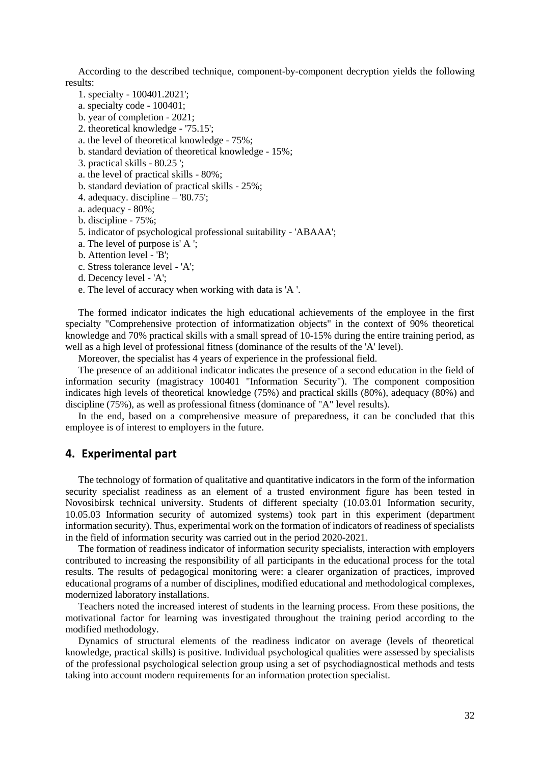According to the described technique, component-by-component decryption yields the following results:

1. specialty - 100401.2021';
   a. specialty code - 100401;
   b. year of completion - 2021;
2. theoretical knowledge - '75.15';
   a. the level of theoretical knowledge - 75%;
   b. standard deviation of theoretical knowledge - 15%;
3. practical skills - 80.25 ';
   a. the level of practical skills - 80%;
   b. standard deviation of practical skills - 25%;
4. adequacy. discipline – '80.75';
   a. adequacy - 80%;
   b. discipline - 75%;
5. indicator of psychological professional suitability - 'ABAAA';
   a. The level of purpose is' A ';
   b. Attention level - 'B';
   c. Stress tolerance level - 'A';
   d. Decency level - 'A';
   e. The level of accuracy when working with data is 'A '.

The formed indicator indicates the high educational achievements of the employee in the first specialty "Comprehensive protection of informatization objects" in the context of 90% theoretical knowledge and 70% practical skills with a small spread of 10-15% during the entire training period, as well as a high level of professional fitness (dominance of the results of the 'A' level).

Moreover, the specialist has 4 years of experience in the professional field.

The presence of an additional indicator indicates the presence of a second education in the field of information security (magistracy 100401 "Information Security"). The component composition indicates high levels of theoretical knowledge (75%) and practical skills (80%), adequacy (80%) and discipline (75%), as well as professional fitness (dominance of "A" level results).

In the end, based on a comprehensive measure of preparedness, it can be concluded that this employee is of interest to employers in the future.

## 4. Experimental part

The technology of formation of qualitative and quantitative indicators in the form of the information security specialist readiness as an element of a trusted environment figure has been tested in Novosibirsk technical university. Students of different specialty (10.03.01 Information security, 10.05.03 Information security of automized systems) took part in this experiment (department information security). Thus, experimental work on the formation of indicators of readiness of specialists in the field of information security was carried out in the period 2020-2021.

The formation of readiness indicator of information security specialists, interaction with employers contributed to increasing the responsibility of all participants in the educational process for the total results. The results of pedagogical monitoring were: a clearer organization of practices, improved educational programs of a number of disciplines, modified educational and methodological complexes, modernized laboratory installations.

Teachers noted the increased interest of students in the learning process. From these positions, the motivational factor for learning was investigated throughout the training period according to the modified methodology.

Dynamics of structural elements of the readiness indicator on average (levels of theoretical knowledge, practical skills) is positive. Individual psychological qualities were assessed by specialists of the professional psychological selection group using a set of psychodiagnostical methods and tests taking into account modern requirements for an information protection specialist.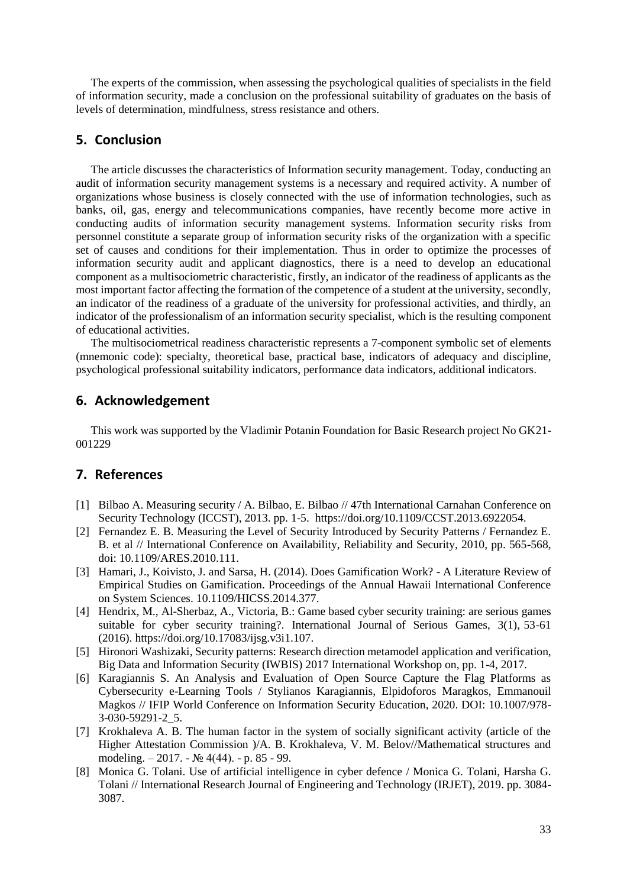The experts of the commission, when assessing the psychological qualities of specialists in the field of information security, made a conclusion on the professional suitability of graduates on the basis of levels of determination, mindfulness, stress resistance and others.

## 5. Conclusion

The article discusses the characteristics of Information security management. Today, conducting an audit of information security management systems is a necessary and required activity. A number of organizations whose business is closely connected with the use of information technologies, such as banks, oil, gas, energy and telecommunications companies, have recently become more active in conducting audits of information security management systems. Information security risks from personnel constitute a separate group of information security risks of the organization with a specific set of causes and conditions for their implementation. Thus in order to optimize the processes of information security audit and applicant diagnostics, there is a need to develop an educational component as a multisociometric characteristic, firstly, an indicator of the readiness of applicants as the most important factor affecting the formation of the competence of a student at the university, secondly, an indicator of the readiness of a graduate of the university for professional activities, and thirdly, an indicator of the professionalism of an information security specialist, which is the resulting component of educational activities.

The multisociometrical readiness characteristic represents a 7-component symbolic set of elements (mnemonic code): specialty, theoretical base, practical base, indicators of adequacy and discipline, psychological professional suitability indicators, performance data indicators, additional indicators.

## 6. Acknowledgement

This work was supported by the Vladimir Potanin Foundation for Basic Research project No GK21-001229

## 7. References

[1] Bilbao A. Measuring security / A. Bilbao, E. Bilbao // 47th International Carnahan Conference on Security Technology (ICCST), 2013. pp. 1-5. https://doi.org/10.1109/CCST.2013.6922054.

[2] Fernandez E. B. Measuring the Level of Security Introduced by Security Patterns / Fernandez E. B. et al // International Conference on Availability, Reliability and Security, 2010, pp. 565-568, doi: 10.1109/ARES.2010.111.

[3] Hamari, J., Koivisto, J. and Sarsa, H. (2014). Does Gamification Work? - A Literature Review of Empirical Studies on Gamification. Proceedings of the Annual Hawaii International Conference on System Sciences. 10.1109/HICSS.2014.377.

[4] Hendrix, M., Al-Sherbaz, A., Victoria, B.: Game based cyber security training: are serious games suitable for cyber security training?. International Journal of Serious Games, 3(1), 53-61 (2016). https://doi.org/10.17083/ijsg.v3i1.107.

[5] Hironori Washizaki, Security patterns: Research direction metamodel application and verification, Big Data and Information Security (IWBIS) 2017 International Workshop on, pp. 1-4, 2017.

[6] Karagiannis S. An Analysis and Evaluation of Open Source Capture the Flag Platforms as Cybersecurity e-Learning Tools / Stylianos Karagiannis, Elpidoforos Maragkos, Emmanouil Magkos // IFIP World Conference on Information Security Education, 2020. DOI: 10.1007/978-3-030-59291-2_5.

[7] Krokhaleva A. B. The human factor in the system of socially significant activity (article of the Higher Attestation Commission )/A. B. Krokhaleva, V. M. Belov//Mathematical structures and modeling. – 2017. - № 4(44). - p. 85 - 99.

[8] Monica G. Tolani. Use of artificial intelligence in cyber defence / Monica G. Tolani, Harsha G. Tolani // International Research Journal of Engineering and Technology (IRJET), 2019. pp. 3084-3087.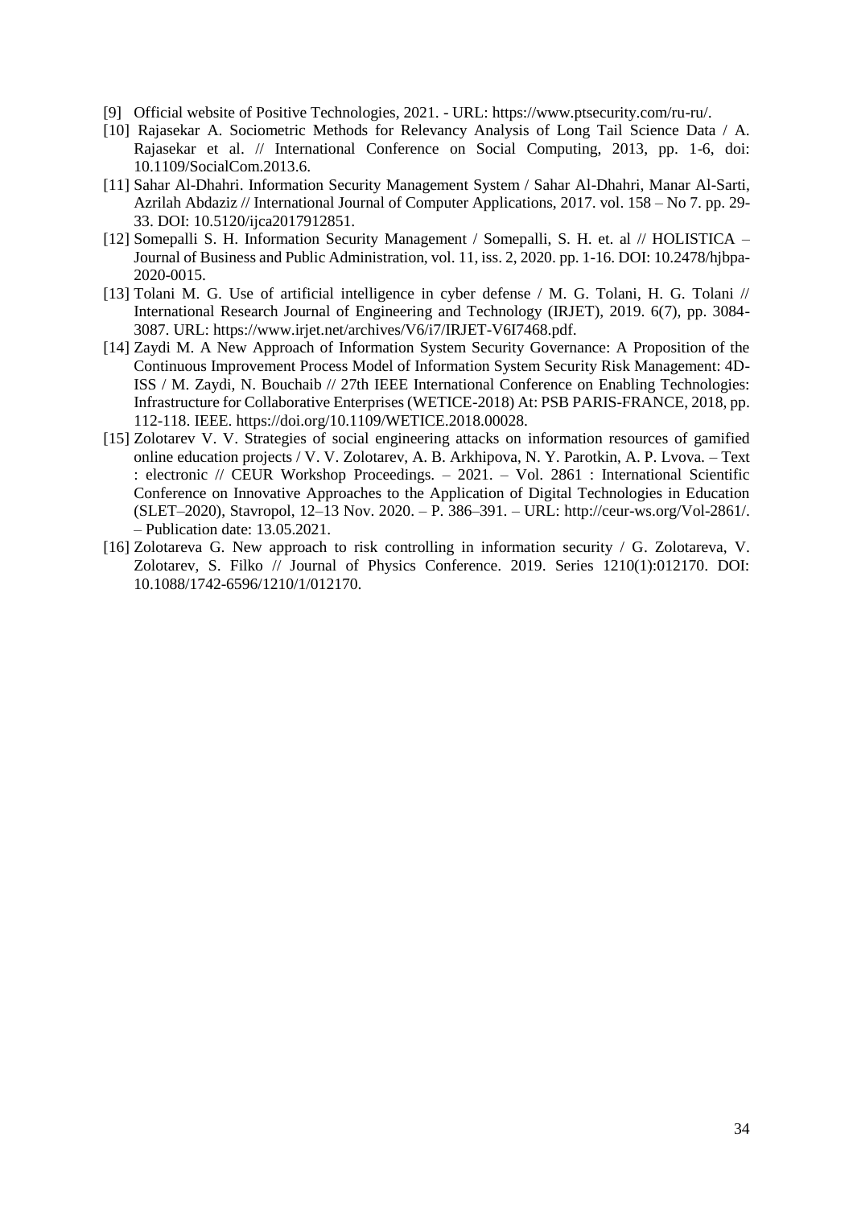[9] Official website of Positive Technologies, 2021. - URL: https://www.ptsecurity.com/ru-ru/.

[10] Rajasekar A. Sociometric Methods for Relevancy Analysis of Long Tail Science Data / A. Rajasekar et al. // International Conference on Social Computing, 2013, pp. 1-6, doi: 10.1109/SocialCom.2013.6.

[11] Sahar Al-Dhahri. Information Security Management System / Sahar Al-Dhahri, Manar Al-Sarti, Azrilah Abdaziz // International Journal of Computer Applications, 2017. vol. 158 – No 7. pp. 29-33. DOI: 10.5120/ijca2017912851.

[12] Somepalli S. H. Information Security Management / Somepalli, S. H. et. al // HOLISTICA – Journal of Business and Public Administration, vol. 11, iss. 2, 2020. pp. 1-16. DOI: 10.2478/hjbpa-2020-0015.

[13] Tolani M. G. Use of artificial intelligence in cyber defense / M. G. Tolani, H. G. Tolani // International Research Journal of Engineering and Technology (IRJET), 2019. 6(7), pp. 3084-3087. URL: https://www.irjet.net/archives/V6/i7/IRJET-V6I7468.pdf.

[14] Zaydi M. A New Approach of Information System Security Governance: A Proposition of the Continuous Improvement Process Model of Information System Security Risk Management: 4D-ISS / M. Zaydi, N. Bouchaib // 27th IEEE International Conference on Enabling Technologies: Infrastructure for Collaborative Enterprises (WETICE-2018) At: PSB PARIS-FRANCE, 2018, pp. 112-118. IEEE. https://doi.org/10.1109/WETICE.2018.00028.

[15] Zolotarev V. V. Strategies of social engineering attacks on information resources of gamified online education projects / V. V. Zolotarev, A. B. Arkhipova, N. Y. Parotkin, A. P. Lvova. – Text : electronic // CEUR Workshop Proceedings. – 2021. – Vol. 2861 : International Scientific Conference on Innovative Approaches to the Application of Digital Technologies in Education (SLET–2020), Stavropol, 12–13 Nov. 2020. – P. 386–391. – URL: http://ceur-ws.org/Vol-2861/. – Publication date: 13.05.2021.

[16] Zolotareva G. New approach to risk controlling in information security / G. Zolotareva, V. Zolotarev, S. Filko // Journal of Physics Conference. 2019. Series 1210(1):012170. DOI: 10.1088/1742-6596/1210/1/012170.